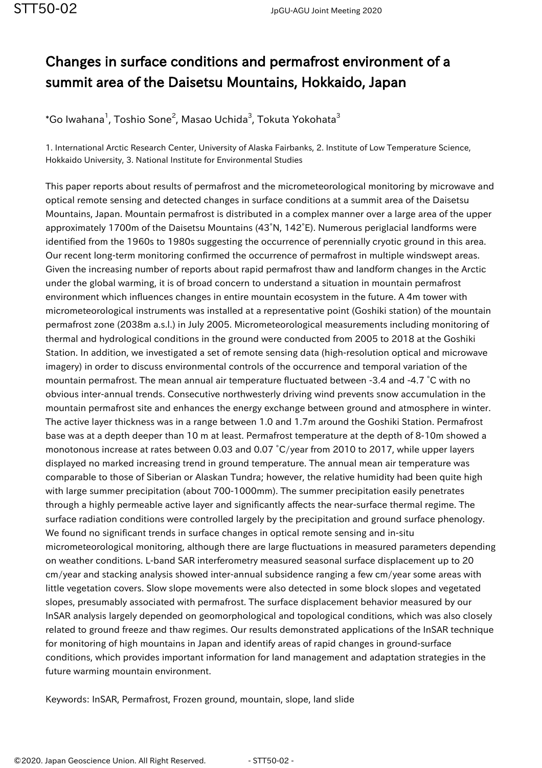# Changes in surface conditions and permafrost environment of a summit area of the Daisetsu Mountains, Hokkaido, Japan

*Go Iwahana[1], Toshio Sone[2], Masao Uchida[3], Tokuta Yokohata[3]

1. International Arctic Research Center, University of Alaska Fairbanks, 2. Institute of Low Temperature Science, Hokkaido University, 3. National Institute for Environmental Studies

This paper reports about results of permafrost and the micrometeorological monitoring by microwave and optical remote sensing and detected changes in surface conditions at a summit area of the Daisetsu Mountains, Japan. Mountain permafrost is distributed in a complex manner over a large area of the upper approximately 1700m of the Daisetsu Mountains (43˚N, 142˚E). Numerous periglacial landforms were identified from the 1960s to 1980s suggesting the occurrence of perennially cryotic ground in this area. Our recent long-term monitoring confirmed the occurrence of permafrost in multiple windswept areas. Given the increasing number of reports about rapid permafrost thaw and landform changes in the Arctic under the global warming, it is of broad concern to understand a situation in mountain permafrost environment which influences changes in entire mountain ecosystem in the future. A 4m tower with micrometeorological instruments was installed at a representative point (Goshiki station) of the mountain permafrost zone (2038m a.s.l.) in July 2005. Micrometeorological measurements including monitoring of thermal and hydrological conditions in the ground were conducted from 2005 to 2018 at the Goshiki Station. In addition, we investigated a set of remote sensing data (high-resolution optical and microwave imagery) in order to discuss environmental controls of the occurrence and temporal variation of the mountain permafrost. The mean annual air temperature fluctuated between -3.4 and -4.7 ˚C with no obvious inter-annual trends. Consecutive northwesterly driving wind prevents snow accumulation in the mountain permafrost site and enhances the energy exchange between ground and atmosphere in winter. The active layer thickness was in a range between 1.0 and 1.7m around the Goshiki Station. Permafrost base was at a depth deeper than 10 m at least. Permafrost temperature at the depth of 8-10m showed a monotonous increase at rates between 0.03 and 0.07 ˚C/year from 2010 to 2017, while upper layers displayed no marked increasing trend in ground temperature. The annual mean air temperature was comparable to those of Siberian or Alaskan Tundra; however, the relative humidity had been quite high with large summer precipitation (about 700-1000mm). The summer precipitation easily penetrates through a highly permeable active layer and significantly affects the near-surface thermal regime. The surface radiation conditions were controlled largely by the precipitation and ground surface phenology. We found no significant trends in surface changes in optical remote sensing and in-situ micrometeorological monitoring, although there are large fluctuations in measured parameters depending on weather conditions. L-band SAR interferometry measured seasonal surface displacement up to 20 cm/year and stacking analysis showed inter-annual subsidence ranging a few cm/year some areas with little vegetation covers. Slow slope movements were also detected in some block slopes and vegetated slopes, presumably associated with permafrost. The surface displacement behavior measured by our InSAR analysis largely depended on geomorphological and topological conditions, which was also closely related to ground freeze and thaw regimes. Our results demonstrated applications of the InSAR technique for monitoring of high mountains in Japan and identify areas of rapid changes in ground-surface conditions, which provides important information for land management and adaptation strategies in the future warming mountain environment.

Keywords: InSAR, Permafrost, Frozen ground, mountain, slope, land slide